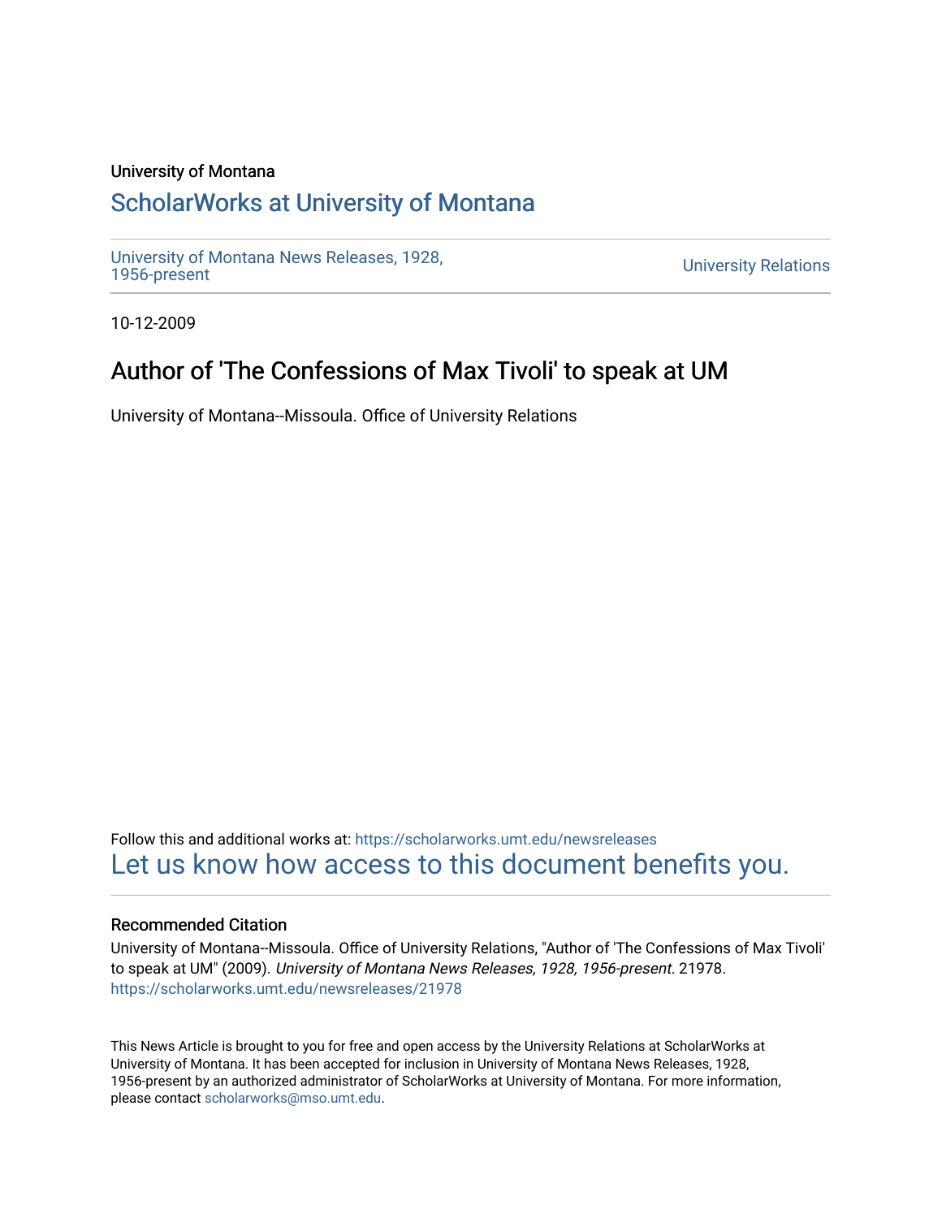University of Montana

# ScholarWorks at University of Montana

University of Montana News Releases, 1928, 1956-present

University Relations

10-12-2009

## Author of 'The Confessions of Max Tivoli' to speak at UM

University of Montana--Missoula. Office of University Relations

Follow this and additional works at: https://scholarworks.umt.edu/newsreleases

Let us know how access to this document benefits you.

### Recommended Citation

University of Montana--Missoula. Office of University Relations, "Author of 'The Confessions of Max Tivoli' to speak at UM" (2009). *University of Montana News Releases, 1928, 1956-present*. 21978.
https://scholarworks.umt.edu/newsreleases/21978

This News Article is brought to you for free and open access by the University Relations at ScholarWorks at University of Montana. It has been accepted for inclusion in University of Montana News Releases, 1928, 1956-present by an authorized administrator of ScholarWorks at University of Montana. For more information, please contact scholarworks@mso.umt.edu.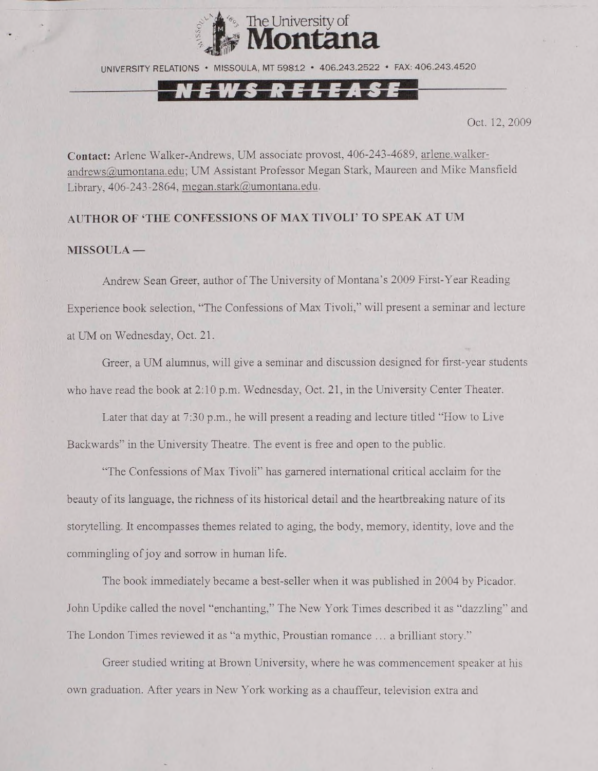The University of Montana

UNIVERSITY RELATIONS • MISSOULA, MT 59812 • 406.243.2522 • FAX: 406.243.4520

**NEWS RELEASE**

Oct. 12, 2009

**Contact:** Arlene Walker-Andrews, UM associate provost, 406-243-4689, arlene.walker-andrews@umontana.edu; UM Assistant Professor Megan Stark, Maureen and Mike Mansfield Library, 406-243-2864, megan.stark@umontana.edu.

**AUTHOR OF 'THE CONFESSIONS OF MAX TIVOLI' TO SPEAK AT UM**

**MISSOULA —**

Andrew Sean Greer, author of The University of Montana's 2009 First-Year Reading Experience book selection, "The Confessions of Max Tivoli," will present a seminar and lecture at UM on Wednesday, Oct. 21.

Greer, a UM alumnus, will give a seminar and discussion designed for first-year students who have read the book at 2:10 p.m. Wednesday, Oct. 21, in the University Center Theater.

Later that day at 7:30 p.m., he will present a reading and lecture titled "How to Live Backwards" in the University Theatre. The event is free and open to the public.

"The Confessions of Max Tivoli" has garnered international critical acclaim for the beauty of its language, the richness of its historical detail and the heartbreaking nature of its storytelling. It encompasses themes related to aging, the body, memory, identity, love and the commingling of joy and sorrow in human life.

The book immediately became a best-seller when it was published in 2004 by Picador. John Updike called the novel "enchanting," The New York Times described it as "dazzling" and The London Times reviewed it as "a mythic, Proustian romance ... a brilliant story."

Greer studied writing at Brown University, where he was commencement speaker at his own graduation. After years in New York working as a chauffeur, television extra and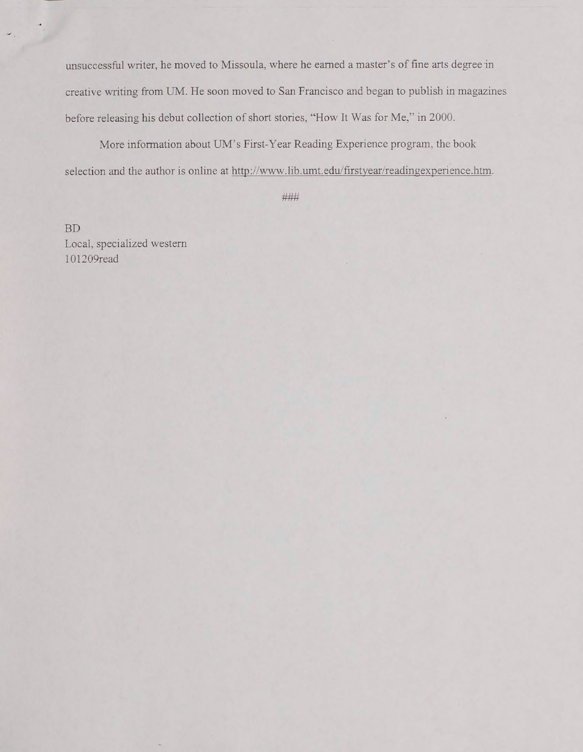unsuccessful writer, he moved to Missoula, where he earned a master's of fine arts degree in creative writing from UM. He soon moved to San Francisco and began to publish in magazines before releasing his debut collection of short stories, "How It Was for Me," in 2000.

More information about UM's First-Year Reading Experience program, the book selection and the author is online at http://www.lib.umt.edu/firstyear/readingexperience.htm.

###

BD
Local, specialized western
101209read